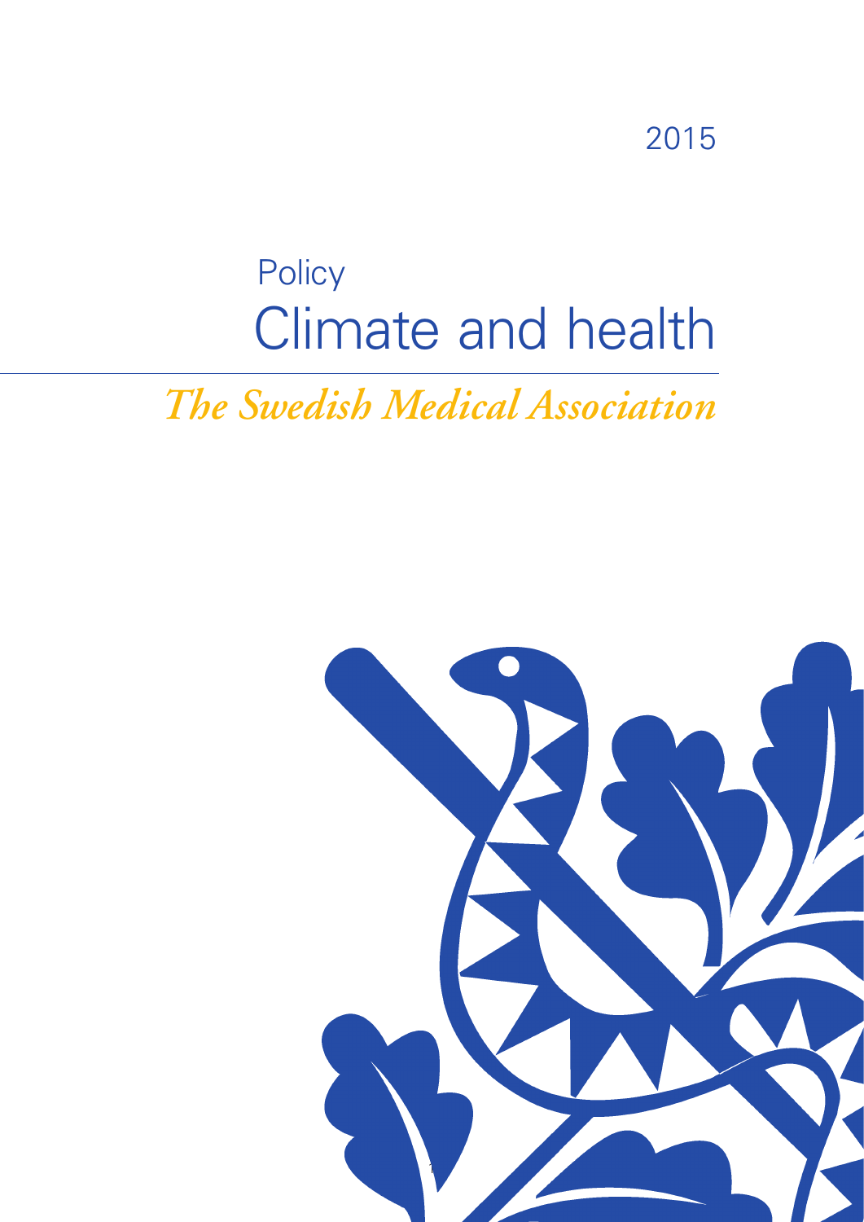2015

Policy

# Climate and health

*The Swedish Medical Association*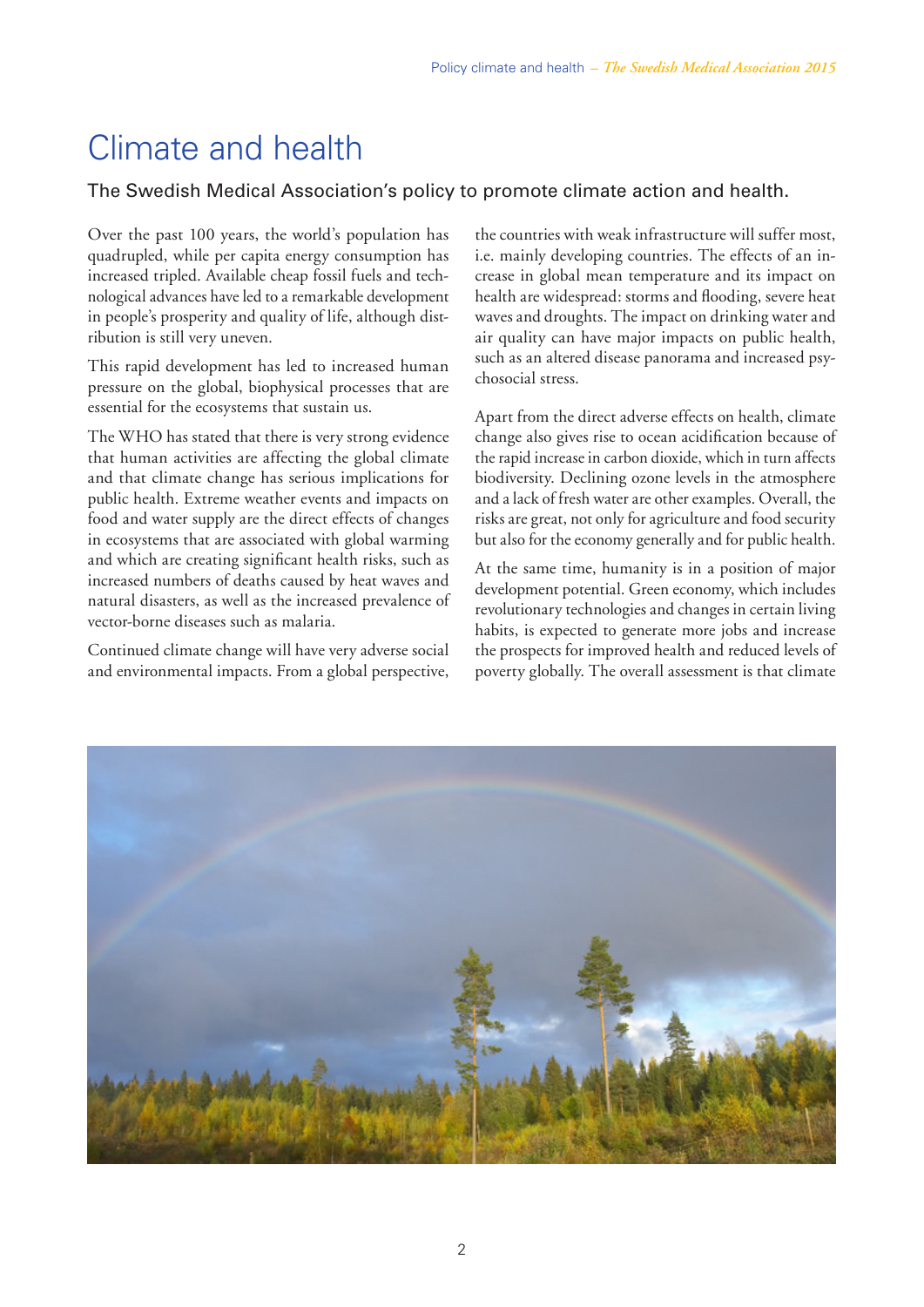# Climate and health

The Swedish Medical Association's policy to promote climate action and health.

Over the past 100 years, the world's population has quadrupled, while per capita energy consumption has increased tripled. Available cheap fossil fuels and technological advances have led to a remarkable development in people's prosperity and quality of life, although distribution is still very uneven.

This rapid development has led to increased human pressure on the global, biophysical processes that are essential for the ecosystems that sustain us.

The WHO has stated that there is very strong evidence that human activities are affecting the global climate and that climate change has serious implications for public health. Extreme weather events and impacts on food and water supply are the direct effects of changes in ecosystems that are associated with global warming and which are creating significant health risks, such as increased numbers of deaths caused by heat waves and natural disasters, as well as the increased prevalence of vector-borne diseases such as malaria.

Continued climate change will have very adverse social and environmental impacts. From a global perspective, the countries with weak infrastructure will suffer most, i.e. mainly developing countries. The effects of an increase in global mean temperature and its impact on health are widespread: storms and flooding, severe heat waves and droughts. The impact on drinking water and air quality can have major impacts on public health, such as an altered disease panorama and increased psychosocial stress.

Apart from the direct adverse effects on health, climate change also gives rise to ocean acidification because of the rapid increase in carbon dioxide, which in turn affects biodiversity. Declining ozone levels in the atmosphere and a lack of fresh water are other examples. Overall, the risks are great, not only for agriculture and food security but also for the economy generally and for public health.

At the same time, humanity is in a position of major development potential. Green economy, which includes revolutionary technologies and changes in certain living habits, is expected to generate more jobs and increase the prospects for improved health and reduced levels of poverty globally. The overall assessment is that climate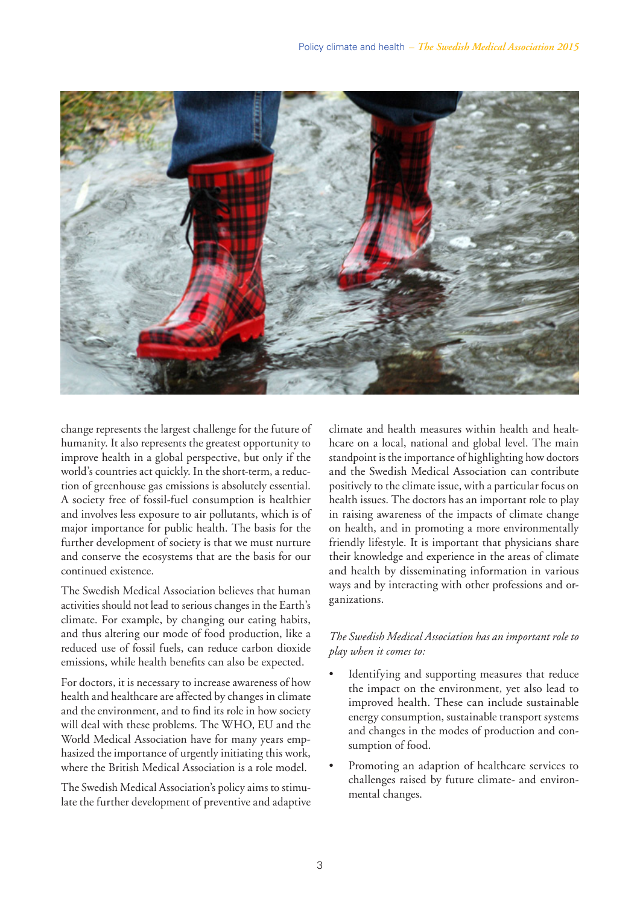change represents the largest challenge for the future of humanity. It also represents the greatest opportunity to improve health in a global perspective, but only if the world's countries act quickly. In the short-term, a reduction of greenhouse gas emissions is absolutely essential. A society free of fossil-fuel consumption is healthier and involves less exposure to air pollutants, which is of major importance for public health. The basis for the further development of society is that we must nurture and conserve the ecosystems that are the basis for our continued existence.

The Swedish Medical Association believes that human activities should not lead to serious changes in the Earth's climate. For example, by changing our eating habits, and thus altering our mode of food production, like a reduced use of fossil fuels, can reduce carbon dioxide emissions, while health benefits can also be expected.

For doctors, it is necessary to increase awareness of how health and healthcare are affected by changes in climate and the environment, and to find its role in how society will deal with these problems. The WHO, EU and the World Medical Association have for many years emphasized the importance of urgently initiating this work, where the British Medical Association is a role model.

The Swedish Medical Association's policy aims to stimulate the further development of preventive and adaptive climate and health measures within health and healthcare on a local, national and global level. The main standpoint is the importance of highlighting how doctors and the Swedish Medical Association can contribute positively to the climate issue, with a particular focus on health issues. The doctors has an important role to play in raising awareness of the impacts of climate change on health, and in promoting a more environmentally friendly lifestyle. It is important that physicians share their knowledge and experience in the areas of climate and health by disseminating information in various ways and by interacting with other professions and organizations.

*The Swedish Medical Association has an important role to play when it comes to:*

- Identifying and supporting measures that reduce the impact on the environment, yet also lead to improved health. These can include sustainable energy consumption, sustainable transport systems and changes in the modes of production and consumption of food.
- Promoting an adaption of healthcare services to challenges raised by future climate- and environmental changes.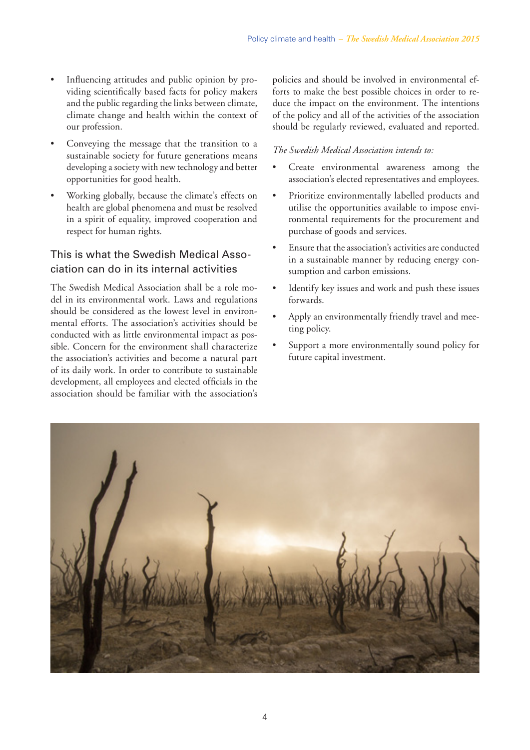- Influencing attitudes and public opinion by providing scientifically based facts for policy makers and the public regarding the links between climate, climate change and health within the context of our profession.
- Conveying the message that the transition to a sustainable society for future generations means developing a society with new technology and better opportunities for good health.
- Working globally, because the climate's effects on health are global phenomena and must be resolved in a spirit of equality, improved cooperation and respect for human rights.

## This is what the Swedish Medical Association can do in its internal activities

The Swedish Medical Association shall be a role model in its environmental work. Laws and regulations should be considered as the lowest level in environmental efforts. The association's activities should be conducted with as little environmental impact as possible. Concern for the environment shall characterize the association's activities and become a natural part of its daily work. In order to contribute to sustainable development, all employees and elected officials in the association should be familiar with the association's policies and should be involved in environmental efforts to make the best possible choices in order to reduce the impact on the environment. The intentions of the policy and all of the activities of the association should be regularly reviewed, evaluated and reported.

*The Swedish Medical Association intends to:*

- Create environmental awareness among the association's elected representatives and employees.
- Prioritize environmentally labelled products and utilise the opportunities available to impose environmental requirements for the procurement and purchase of goods and services.
- Ensure that the association's activities are conducted in a sustainable manner by reducing energy consumption and carbon emissions.
- Identify key issues and work and push these issues forwards.
- Apply an environmentally friendly travel and meeting policy.
- Support a more environmentally sound policy for future capital investment.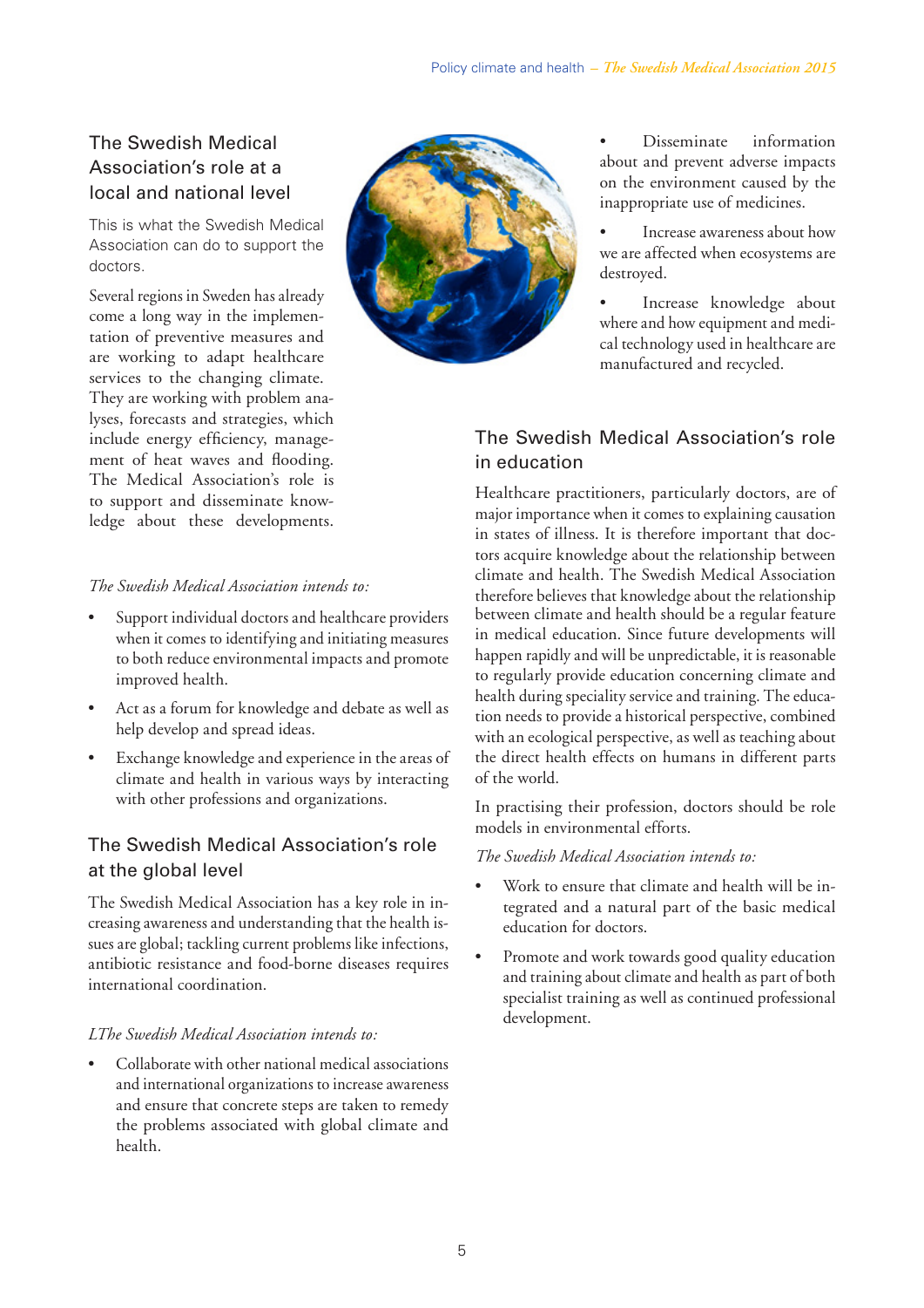## The Swedish Medical Association's role at a local and national level

This is what the Swedish Medical Association can do to support the doctors.

Several regions in Sweden has already come a long way in the implementation of preventive measures and are working to adapt healthcare services to the changing climate. They are working with problem analyses, forecasts and strategies, which include energy efficiency, management of heat waves and flooding. The Medical Association's role is to support and disseminate knowledge about these developments.

*The Swedish Medical Association intends to:*

- Support individual doctors and healthcare providers when it comes to identifying and initiating measures to both reduce environmental impacts and promote improved health.
- Act as a forum for knowledge and debate as well as help develop and spread ideas.
- Exchange knowledge and experience in the areas of climate and health in various ways by interacting with other professions and organizations.
- Disseminate information about and prevent adverse impacts on the environment caused by the inappropriate use of medicines.
- Increase awareness about how we are affected when ecosystems are destroyed.
- Increase knowledge about where and how equipment and medical technology used in healthcare are manufactured and recycled.

## The Swedish Medical Association's role at the global level

The Swedish Medical Association has a key role in increasing awareness and understanding that the health issues are global; tackling current problems like infections, antibiotic resistance and food-borne diseases requires international coordination.

*LThe Swedish Medical Association intends to:*

- Collaborate with other national medical associations and international organizations to increase awareness and ensure that concrete steps are taken to remedy the problems associated with global climate and health.

## The Swedish Medical Association's role in education

Healthcare practitioners, particularly doctors, are of major importance when it comes to explaining causation in states of illness. It is therefore important that doctors acquire knowledge about the relationship between climate and health. The Swedish Medical Association therefore believes that knowledge about the relationship between climate and health should be a regular feature in medical education. Since future developments will happen rapidly and will be unpredictable, it is reasonable to regularly provide education concerning climate and health during speciality service and training. The education needs to provide a historical perspective, combined with an ecological perspective, as well as teaching about the direct health effects on humans in different parts of the world.

In practising their profession, doctors should be role models in environmental efforts.

*The Swedish Medical Association intends to:*

- Work to ensure that climate and health will be integrated and a natural part of the basic medical education for doctors.
- Promote and work towards good quality education and training about climate and health as part of both specialist training as well as continued professional development.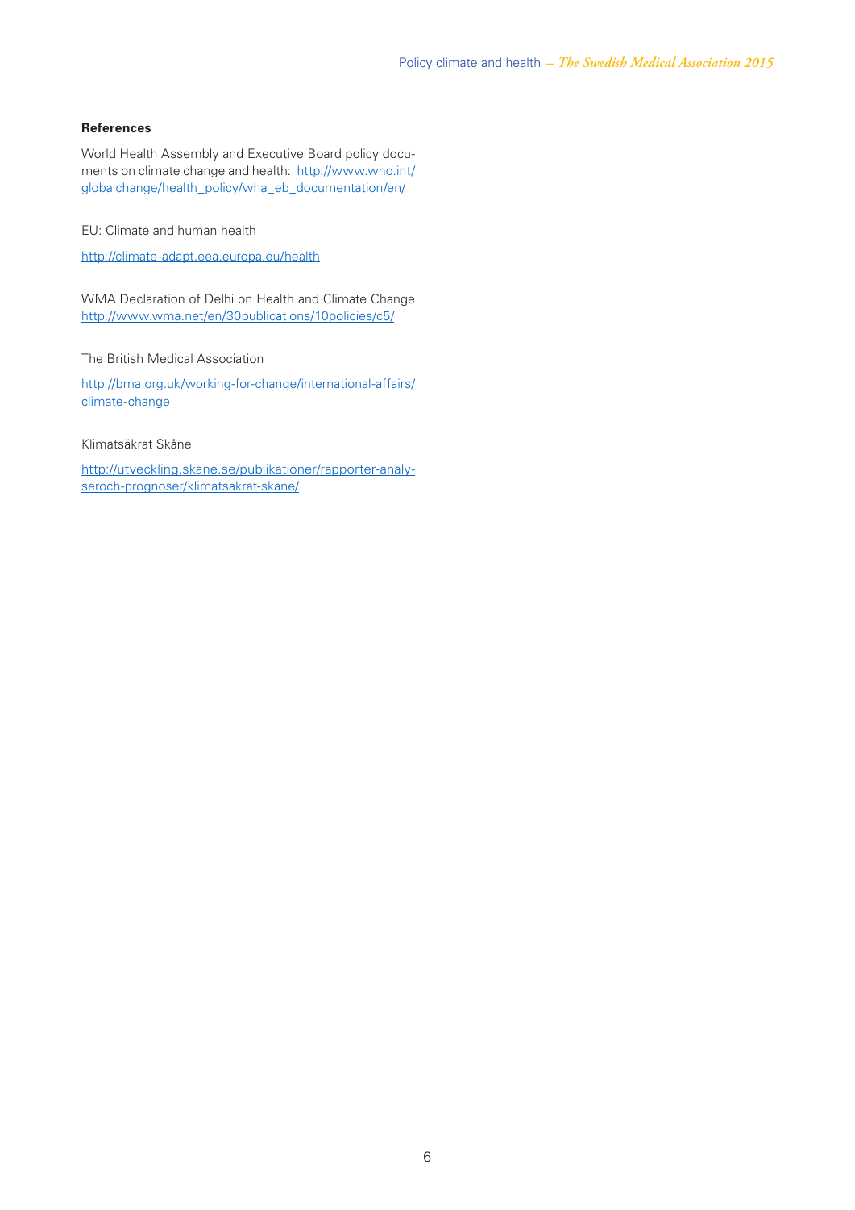**References**

World Health Assembly and Executive Board policy documents on climate change and health: http://www.who.int/globalchange/health_policy/wha_eb_documentation/en/

EU: Climate and human health

http://climate-adapt.eea.europa.eu/health

WMA Declaration of Delhi on Health and Climate Change http://www.wma.net/en/30publications/10policies/c5/

The British Medical Association

http://bma.org.uk/working-for-change/international-affairs/climate-change

Klimatsäkrat Skåne

http://utveckling.skane.se/publikationer/rapporter-analyseroch-prognoser/klimatsakrat-skane/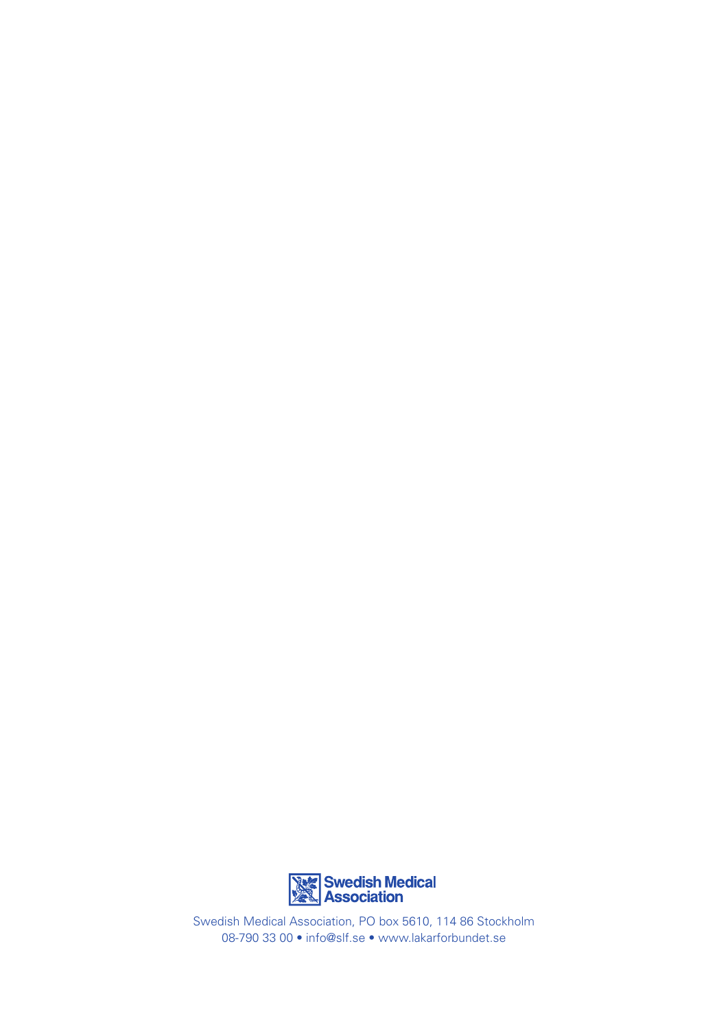Swedish Medical Association

Swedish Medical Association, PO box 5610, 114 86 Stockholm
08-790 33 00 • info@slf.se • www.lakarforbundet.se